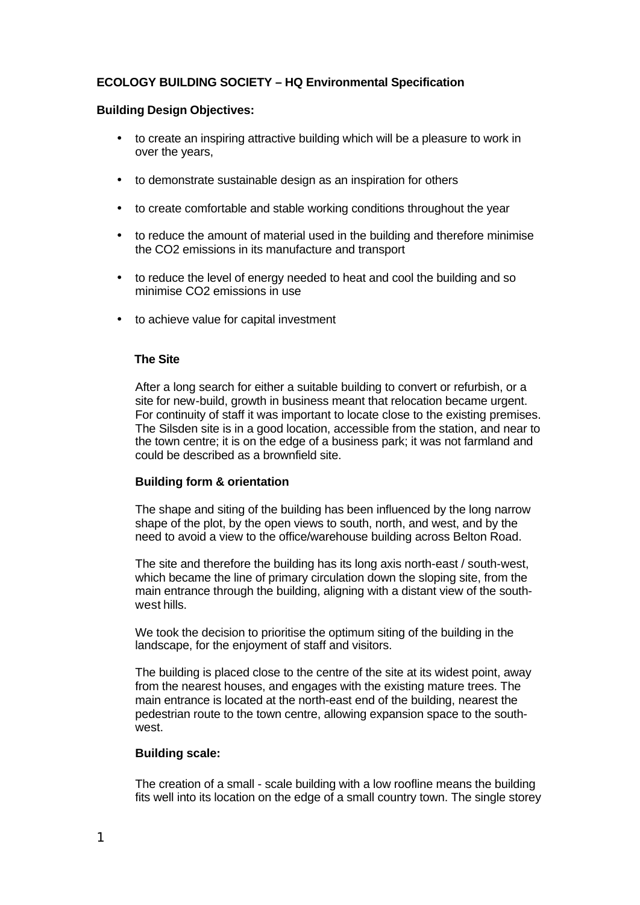**ECOLOGY BUILDING SOCIETY – HQ Environmental Specification**

**Building Design Objectives:**

- to create an inspiring attractive building which will be a pleasure to work in over the years,
- to demonstrate sustainable design as an inspiration for others
- to create comfortable and stable working conditions throughout the year
- to reduce the amount of material used in the building and therefore minimise the $CO_2$ emissions in its manufacture and transport
- to reduce the level of energy needed to heat and cool the building and so minimise $CO_2$ emissions in use
- to achieve value for capital investment

**The Site**

After a long search for either a suitable building to convert or refurbish, or a site for new-build, growth in business meant that relocation became urgent. For continuity of staff it was important to locate close to the existing premises. The Silsden site is in a good location, accessible from the station, and near to the town centre; it is on the edge of a business park; it was not farmland and could be described as a brownfield site.

**Building form & orientation**

The shape and siting of the building has been influenced by the long narrow shape of the plot, by the open views to south, north, and west, and by the need to avoid a view to the office/warehouse building across Belton Road.

The site and therefore the building has its long axis north-east / south-west, which became the line of primary circulation down the sloping site, from the main entrance through the building, aligning with a distant view of the south-west hills.

We took the decision to prioritise the optimum siting of the building in the landscape, for the enjoyment of staff and visitors.

The building is placed close to the centre of the site at its widest point, away from the nearest houses, and engages with the existing mature trees. The main entrance is located at the north-east end of the building, nearest the pedestrian route to the town centre, allowing expansion space to the south-west.

**Building scale:**

The creation of a small - scale building with a low roofline means the building fits well into its location on the edge of a small country town. The single storey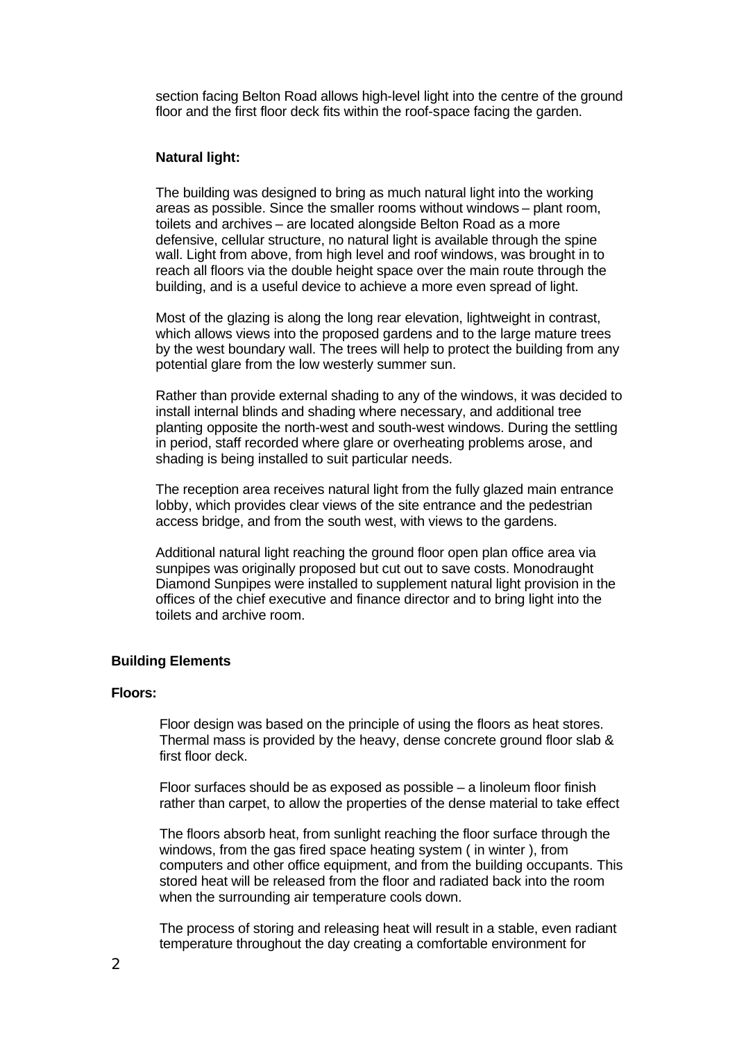section facing Belton Road allows high-level light into the centre of the ground floor and the first floor deck fits within the roof-space facing the garden.

**Natural light:**

The building was designed to bring as much natural light into the working areas as possible. Since the smaller rooms without windows – plant room, toilets and archives – are located alongside Belton Road as a more defensive, cellular structure, no natural light is available through the spine wall. Light from above, from high level and roof windows, was brought in to reach all floors via the double height space over the main route through the building, and is a useful device to achieve a more even spread of light.

Most of the glazing is along the long rear elevation, lightweight in contrast, which allows views into the proposed gardens and to the large mature trees by the west boundary wall. The trees will help to protect the building from any potential glare from the low westerly summer sun.

Rather than provide external shading to any of the windows, it was decided to install internal blinds and shading where necessary, and additional tree planting opposite the north-west and south-west windows. During the settling in period, staff recorded where glare or overheating problems arose, and shading is being installed to suit particular needs.

The reception area receives natural light from the fully glazed main entrance lobby, which provides clear views of the site entrance and the pedestrian access bridge, and from the south west, with views to the gardens.

Additional natural light reaching the ground floor open plan office area via sunpipes was originally proposed but cut out to save costs. Monodraught Diamond Sunpipes were installed to supplement natural light provision in the offices of the chief executive and finance director and to bring light into the toilets and archive room.

## Building Elements

**Floors:**

Floor design was based on the principle of using the floors as heat stores. Thermal mass is provided by the heavy, dense concrete ground floor slab & first floor deck.

Floor surfaces should be as exposed as possible – a linoleum floor finish rather than carpet, to allow the properties of the dense material to take effect

The floors absorb heat, from sunlight reaching the floor surface through the windows, from the gas fired space heating system ( in winter ), from computers and other office equipment, and from the building occupants. This stored heat will be released from the floor and radiated back into the room when the surrounding air temperature cools down.

The process of storing and releasing heat will result in a stable, even radiant temperature throughout the day creating a comfortable environment for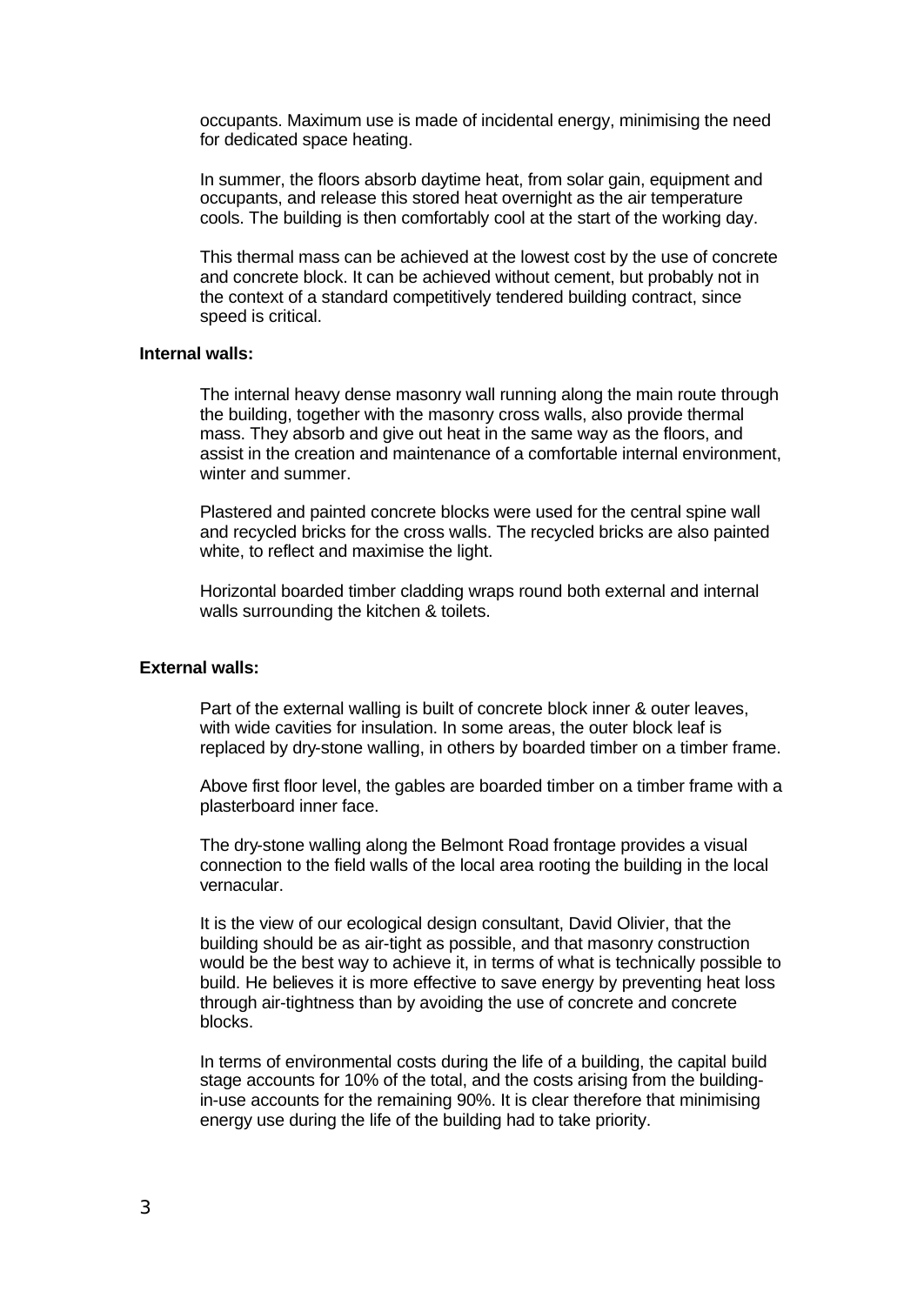occupants. Maximum use is made of incidental energy, minimising the need for dedicated space heating.

In summer, the floors absorb daytime heat, from solar gain, equipment and occupants, and release this stored heat overnight as the air temperature cools. The building is then comfortably cool at the start of the working day.

This thermal mass can be achieved at the lowest cost by the use of concrete and concrete block. It can be achieved without cement, but probably not in the context of a standard competitively tendered building contract, since speed is critical.

**Internal walls:**

The internal heavy dense masonry wall running along the main route through the building, together with the masonry cross walls, also provide thermal mass. They absorb and give out heat in the same way as the floors, and assist in the creation and maintenance of a comfortable internal environment, winter and summer.

Plastered and painted concrete blocks were used for the central spine wall and recycled bricks for the cross walls. The recycled bricks are also painted white, to reflect and maximise the light.

Horizontal boarded timber cladding wraps round both external and internal walls surrounding the kitchen & toilets.

**External walls:**

Part of the external walling is built of concrete block inner & outer leaves, with wide cavities for insulation. In some areas, the outer block leaf is replaced by dry-stone walling, in others by boarded timber on a timber frame.

Above first floor level, the gables are boarded timber on a timber frame with a plasterboard inner face.

The dry-stone walling along the Belmont Road frontage provides a visual connection to the field walls of the local area rooting the building in the local vernacular.

It is the view of our ecological design consultant, David Olivier, that the building should be as air-tight as possible, and that masonry construction would be the best way to achieve it, in terms of what is technically possible to build. He believes it is more effective to save energy by preventing heat loss through air-tightness than by avoiding the use of concrete and concrete blocks.

In terms of environmental costs during the life of a building, the capital build stage accounts for 10% of the total, and the costs arising from the building-in-use accounts for the remaining 90%. It is clear therefore that minimising energy use during the life of the building had to take priority.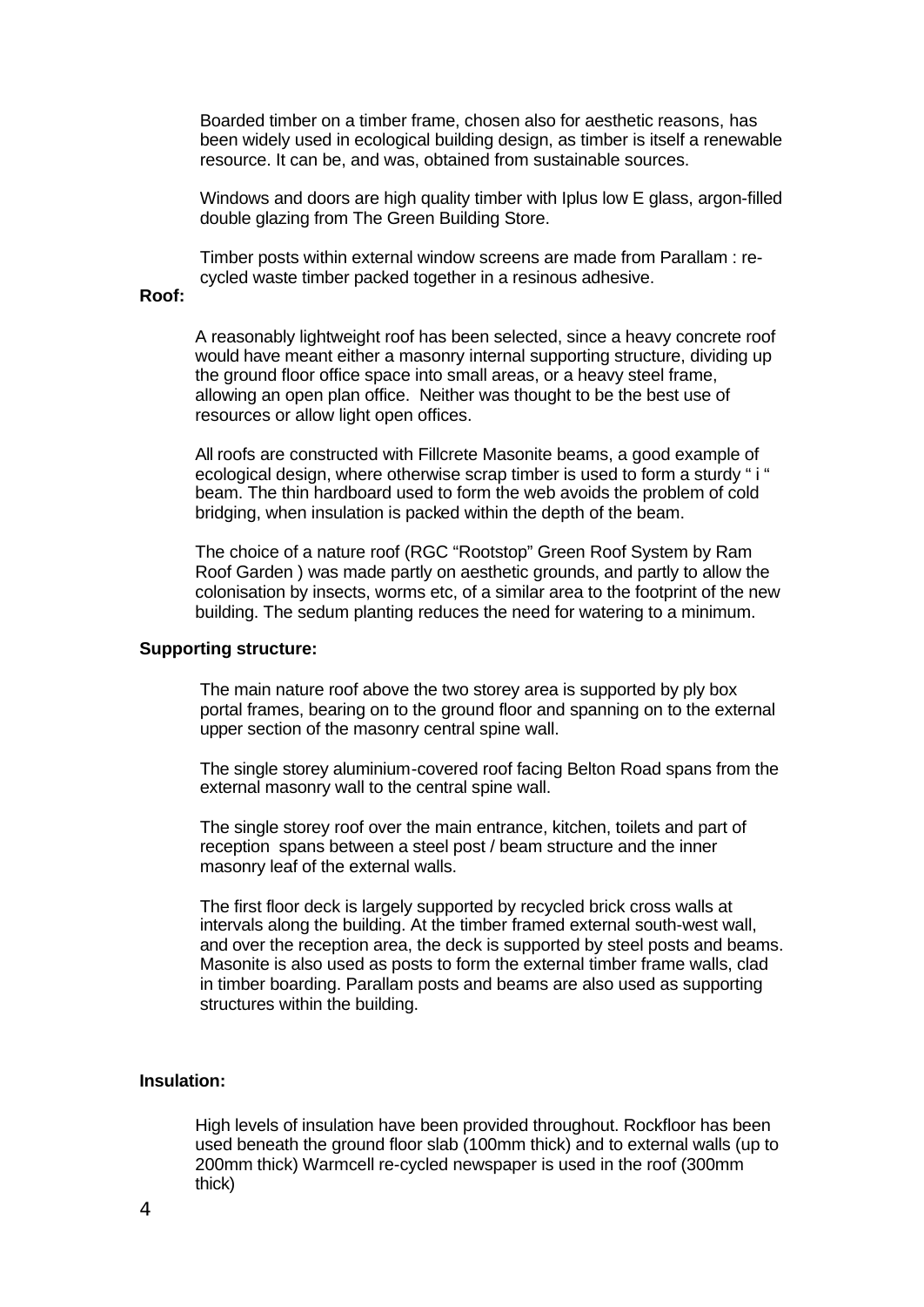Boarded timber on a timber frame, chosen also for aesthetic reasons, has been widely used in ecological building design, as timber is itself a renewable resource. It can be, and was, obtained from sustainable sources.

Windows and doors are high quality timber with Iplus low E glass, argon-filled double glazing from The Green Building Store.

Timber posts within external window screens are made from Parallam : re-cycled waste timber packed together in a resinous adhesive.

**Roof:**

A reasonably lightweight roof has been selected, since a heavy concrete roof would have meant either a masonry internal supporting structure, dividing up the ground floor office space into small areas, or a heavy steel frame, allowing an open plan office. Neither was thought to be the best use of resources or allow light open offices.

All roofs are constructed with Fillcrete Masonite beams, a good example of ecological design, where otherwise scrap timber is used to form a sturdy " i " beam. The thin hardboard used to form the web avoids the problem of cold bridging, when insulation is packed within the depth of the beam.

The choice of a nature roof (RGC "Rootstop" Green Roof System by Ram Roof Garden ) was made partly on aesthetic grounds, and partly to allow the colonisation by insects, worms etc, of a similar area to the footprint of the new building. The sedum planting reduces the need for watering to a minimum.

**Supporting structure:**

The main nature roof above the two storey area is supported by ply box portal frames, bearing on to the ground floor and spanning on to the external upper section of the masonry central spine wall.

The single storey aluminium-covered roof facing Belton Road spans from the external masonry wall to the central spine wall.

The single storey roof over the main entrance, kitchen, toilets and part of reception spans between a steel post / beam structure and the inner masonry leaf of the external walls.

The first floor deck is largely supported by recycled brick cross walls at intervals along the building. At the timber framed external south-west wall, and over the reception area, the deck is supported by steel posts and beams. Masonite is also used as posts to form the external timber frame walls, clad in timber boarding. Parallam posts and beams are also used as supporting structures within the building.

**Insulation:**

High levels of insulation have been provided throughout. Rockfloor has been used beneath the ground floor slab (100mm thick) and to external walls (up to 200mm thick) Warmcell re-cycled newspaper is used in the roof (300mm thick)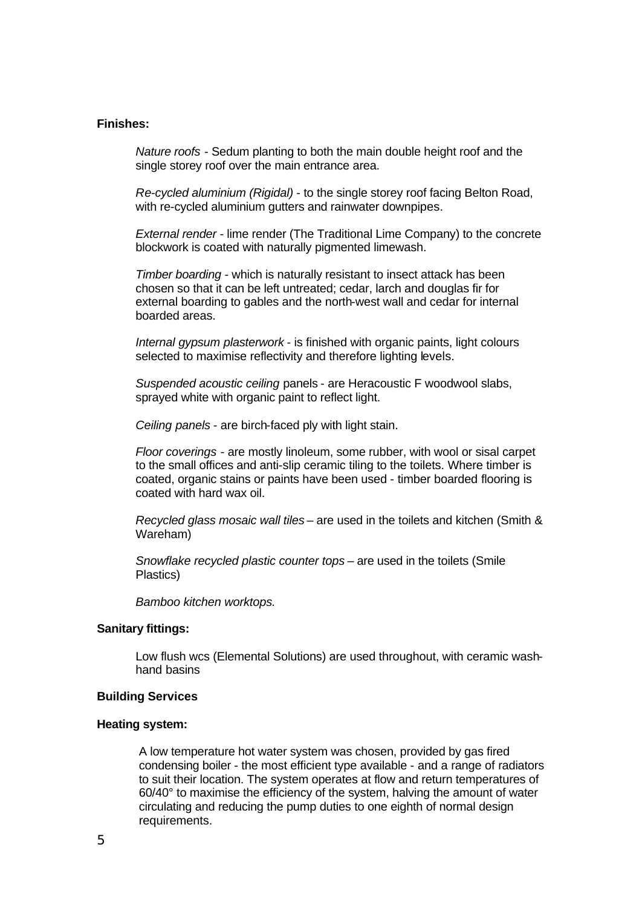**Finishes:**

*Nature roofs* - Sedum planting to both the main double height roof and the single storey roof over the main entrance area.

*Re-cycled aluminium (Rigidal)* - to the single storey roof facing Belton Road, with re-cycled aluminium gutters and rainwater downpipes.

*External render* - lime render (The Traditional Lime Company) to the concrete blockwork is coated with naturally pigmented limewash.

*Timber boarding* - which is naturally resistant to insect attack has been chosen so that it can be left untreated; cedar, larch and douglas fir for external boarding to gables and the north-west wall and cedar for internal boarded areas.

*Internal gypsum plasterwork* - is finished with organic paints, light colours selected to maximise reflectivity and therefore lighting levels.

*Suspended acoustic ceiling* panels - are Heracoustic F woodwool slabs, sprayed white with organic paint to reflect light.

*Ceiling panels* - are birch-faced ply with light stain.

*Floor coverings* - are mostly linoleum, some rubber, with wool or sisal carpet to the small offices and anti-slip ceramic tiling to the toilets. Where timber is coated, organic stains or paints have been used - timber boarded flooring is coated with hard wax oil.

*Recycled glass mosaic wall tiles* – are used in the toilets and kitchen (Smith & Wareham)

*Snowflake recycled plastic counter tops* – are used in the toilets (Smile Plastics)

*Bamboo kitchen worktops.*

**Sanitary fittings:**

Low flush wcs (Elemental Solutions) are used throughout, with ceramic wash-hand basins

**Building Services**

**Heating system:**

A low temperature hot water system was chosen, provided by gas fired condensing boiler - the most efficient type available - and a range of radiators to suit their location. The system operates at flow and return temperatures of 60/40° to maximise the efficiency of the system, halving the amount of water circulating and reducing the pump duties to one eighth of normal design requirements.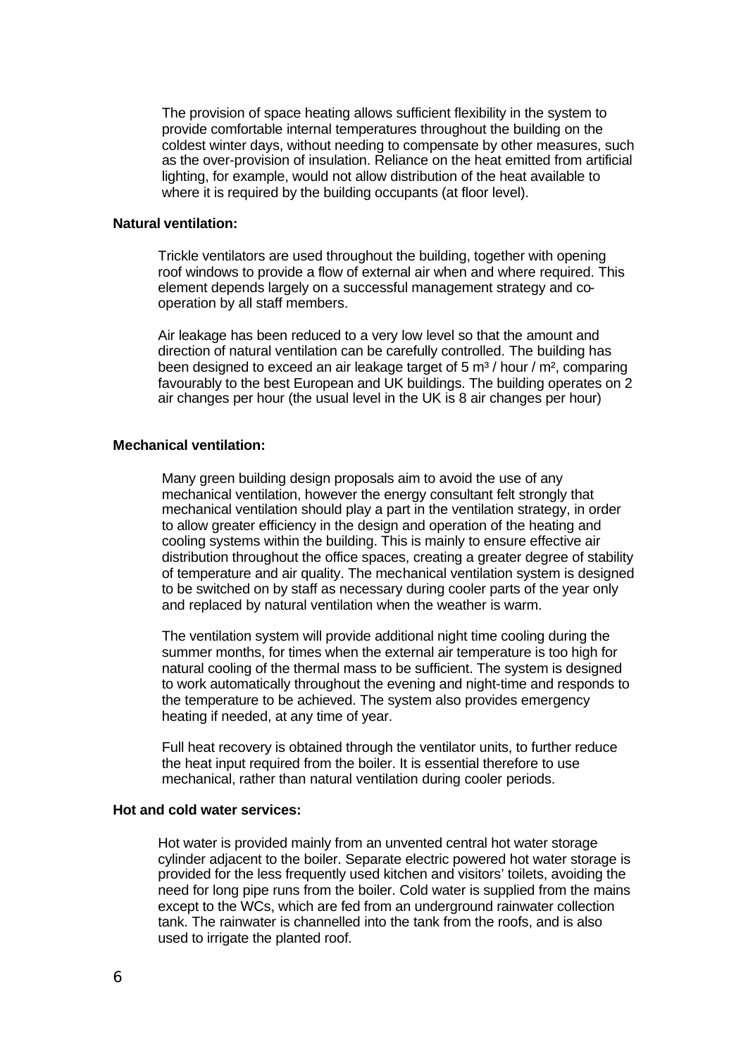The provision of space heating allows sufficient flexibility in the system to provide comfortable internal temperatures throughout the building on the coldest winter days, without needing to compensate by other measures, such as the over-provision of insulation. Reliance on the heat emitted from artificial lighting, for example, would not allow distribution of the heat available to where it is required by the building occupants (at floor level).

**Natural ventilation:**

Trickle ventilators are used throughout the building, together with opening roof windows to provide a flow of external air when and where required. This element depends largely on a successful management strategy and co-operation by all staff members.

Air leakage has been reduced to a very low level so that the amount and direction of natural ventilation can be carefully controlled. The building has been designed to exceed an air leakage target of 5 $m^3$ / hour / $m^2$, comparing favourably to the best European and UK buildings. The building operates on 2 air changes per hour (the usual level in the UK is 8 air changes per hour)

**Mechanical ventilation:**

Many green building design proposals aim to avoid the use of any mechanical ventilation, however the energy consultant felt strongly that mechanical ventilation should play a part in the ventilation strategy, in order to allow greater efficiency in the design and operation of the heating and cooling systems within the building. This is mainly to ensure effective air distribution throughout the office spaces, creating a greater degree of stability of temperature and air quality. The mechanical ventilation system is designed to be switched on by staff as necessary during cooler parts of the year only and replaced by natural ventilation when the weather is warm.

The ventilation system will provide additional night time cooling during the summer months, for times when the external air temperature is too high for natural cooling of the thermal mass to be sufficient. The system is designed to work automatically throughout the evening and night-time and responds to the temperature to be achieved. The system also provides emergency heating if needed, at any time of year.

Full heat recovery is obtained through the ventilator units, to further reduce the heat input required from the boiler. It is essential therefore to use mechanical, rather than natural ventilation during cooler periods.

**Hot and cold water services:**

Hot water is provided mainly from an unvented central hot water storage cylinder adjacent to the boiler. Separate electric powered hot water storage is provided for the less frequently used kitchen and visitors' toilets, avoiding the need for long pipe runs from the boiler. Cold water is supplied from the mains except to the WCs, which are fed from an underground rainwater collection tank. The rainwater is channelled into the tank from the roofs, and is also used to irrigate the planted roof.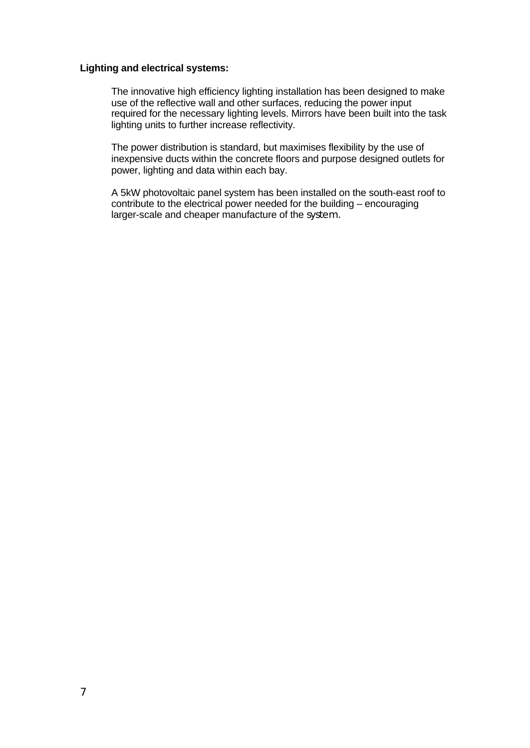**Lighting and electrical systems:**

The innovative high efficiency lighting installation has been designed to make use of the reflective wall and other surfaces, reducing the power input required for the necessary lighting levels. Mirrors have been built into the task lighting units to further increase reflectivity.

The power distribution is standard, but maximises flexibility by the use of inexpensive ducts within the concrete floors and purpose designed outlets for power, lighting and data within each bay.

A 5kW photovoltaic panel system has been installed on the south-east roof to contribute to the electrical power needed for the building – encouraging larger-scale and cheaper manufacture of the system.